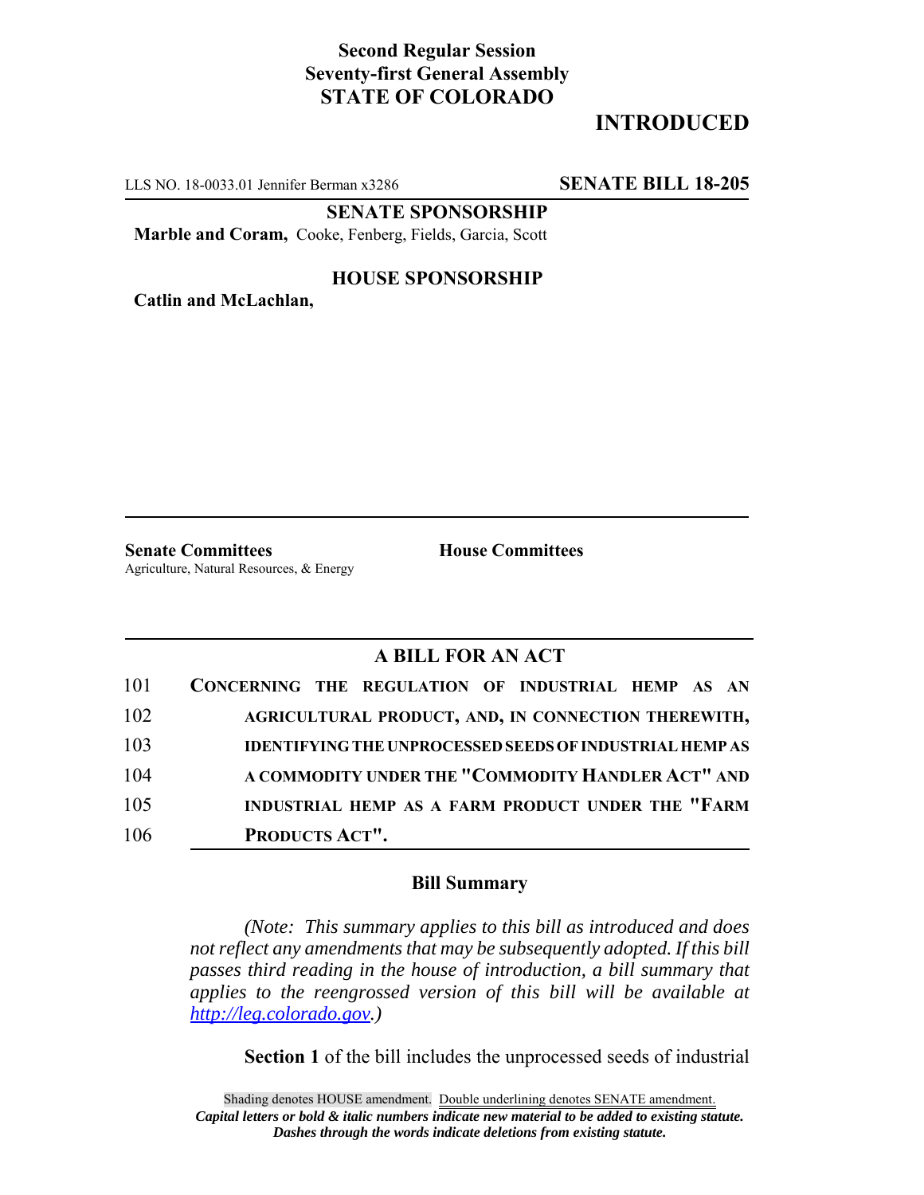**Second Regular Session**
**Seventy-first General Assembly**
**STATE OF COLORADO**

# INTRODUCED

LLS NO. 18-0033.01 Jennifer Berman x3286 **SENATE BILL 18-205**

**SENATE SPONSORSHIP**

**Marble and Coram,** Cooke, Fenberg, Fields, Garcia, Scott

**HOUSE SPONSORSHIP**

**Catlin and McLachlan,**

**Senate Committees**
Agriculture, Natural Resources, & Energy

**House Committees**

## A BILL FOR AN ACT

101 **CONCERNING THE REGULATION OF INDUSTRIAL HEMP AS AN**
102 **AGRICULTURAL PRODUCT, AND, IN CONNECTION THEREWITH,**
103 **IDENTIFYING THE UNPROCESSED SEEDS OF INDUSTRIAL HEMP AS**
104 **A COMMODITY UNDER THE "COMMODITY HANDLER ACT" AND**
105 **INDUSTRIAL HEMP AS A FARM PRODUCT UNDER THE "FARM**
106 **PRODUCTS ACT".**

### Bill Summary

*(Note: This summary applies to this bill as introduced and does not reflect any amendments that may be subsequently adopted. If this bill passes third reading in the house of introduction, a bill summary that applies to the reengrossed version of this bill will be available at http://leg.colorado.gov.)*

**Section 1** of the bill includes the unprocessed seeds of industrial

Shading denotes HOUSE amendment. Double underlining denotes SENATE amendment.
***Capital letters or bold & italic numbers indicate new material to be added to existing statute.***
***Dashes through the words indicate deletions from existing statute.***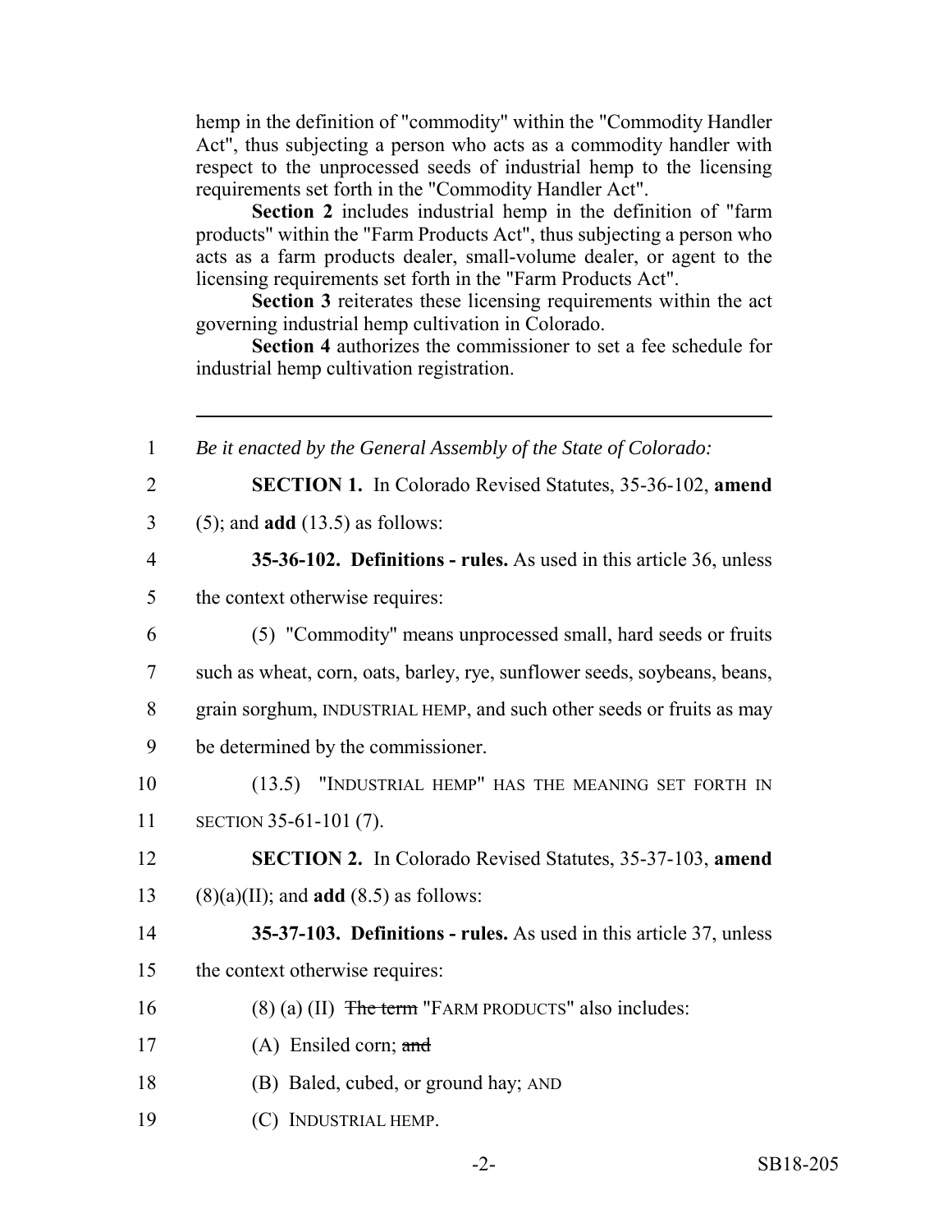hemp in the definition of "commodity" within the "Commodity Handler Act", thus subjecting a person who acts as a commodity handler with respect to the unprocessed seeds of industrial hemp to the licensing requirements set forth in the "Commodity Handler Act".

**Section 2** includes industrial hemp in the definition of "farm products" within the "Farm Products Act", thus subjecting a person who acts as a farm products dealer, small-volume dealer, or agent to the licensing requirements set forth in the "Farm Products Act".

**Section 3** reiterates these licensing requirements within the act governing industrial hemp cultivation in Colorado.

**Section 4** authorizes the commissioner to set a fee schedule for industrial hemp cultivation registration.

---

1 *Be it enacted by the General Assembly of the State of Colorado:*

2 **SECTION 1.** In Colorado Revised Statutes, 35-36-102, **amend**
3 (5); and **add** (13.5) as follows:

4 **35-36-102. Definitions - rules.** As used in this article 36, unless
5 the context otherwise requires:

6 (5) "Commodity" means unprocessed small, hard seeds or fruits
7 such as wheat, corn, oats, barley, rye, sunflower seeds, soybeans, beans,
8 grain sorghum, INDUSTRIAL HEMP, and such other seeds or fruits as may
9 be determined by the commissioner.

10 (13.5) "INDUSTRIAL HEMP" HAS THE MEANING SET FORTH IN
11 SECTION 35-61-101 (7).

12 **SECTION 2.** In Colorado Revised Statutes, 35-37-103, **amend**
13 (8)(a)(II); and **add** (8.5) as follows:

14 **35-37-103. Definitions - rules.** As used in this article 37, unless
15 the context otherwise requires:

16 (8) (a) (II) ~~The term~~ "FARM PRODUCTS" also includes:

17 (A) Ensiled corn; ~~and~~

18 (B) Baled, cubed, or ground hay; AND

19 (C) INDUSTRIAL HEMP.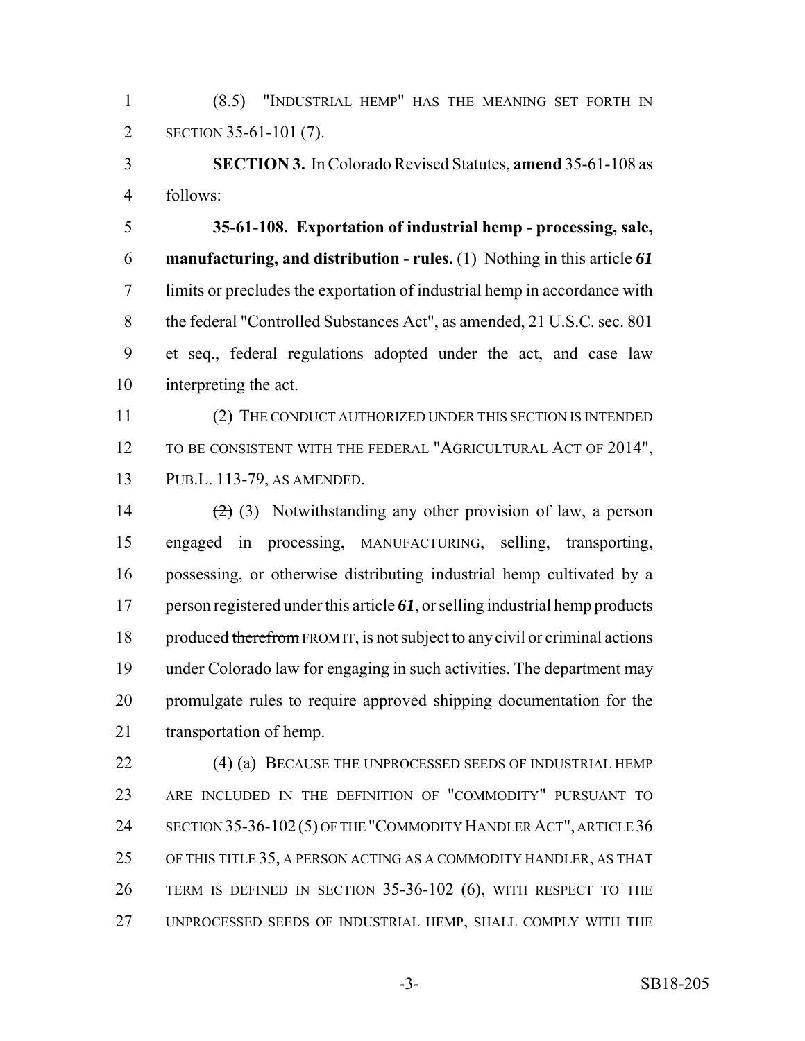(8.5) "INDUSTRIAL HEMP" HAS THE MEANING SET FORTH IN SECTION 35-61-101 (7).

**SECTION 3.** In Colorado Revised Statutes, **amend** 35-61-108 as follows:

**35-61-108. Exportation of industrial hemp - processing, sale, manufacturing, and distribution - rules.** (1) Nothing in this article ***61*** limits or precludes the exportation of industrial hemp in accordance with the federal "Controlled Substances Act", as amended, 21 U.S.C. sec. 801 et seq., federal regulations adopted under the act, and case law interpreting the act.

(2) THE CONDUCT AUTHORIZED UNDER THIS SECTION IS INTENDED TO BE CONSISTENT WITH THE FEDERAL "AGRICULTURAL ACT OF 2014", PUB.L. 113-79, AS AMENDED.

~~(2)~~ (3) Notwithstanding any other provision of law, a person engaged in processing, MANUFACTURING, selling, transporting, possessing, or otherwise distributing industrial hemp cultivated by a person registered under this article ***61***, or selling industrial hemp products produced ~~therefrom~~ FROM IT, is not subject to any civil or criminal actions under Colorado law for engaging in such activities. The department may promulgate rules to require approved shipping documentation for the transportation of hemp.

(4) (a) BECAUSE THE UNPROCESSED SEEDS OF INDUSTRIAL HEMP ARE INCLUDED IN THE DEFINITION OF "COMMODITY" PURSUANT TO SECTION 35-36-102 (5) OF THE "COMMODITY HANDLER ACT", ARTICLE 36 OF THIS TITLE 35, A PERSON ACTING AS A COMMODITY HANDLER, AS THAT TERM IS DEFINED IN SECTION 35-36-102 (6), WITH RESPECT TO THE UNPROCESSED SEEDS OF INDUSTRIAL HEMP, SHALL COMPLY WITH THE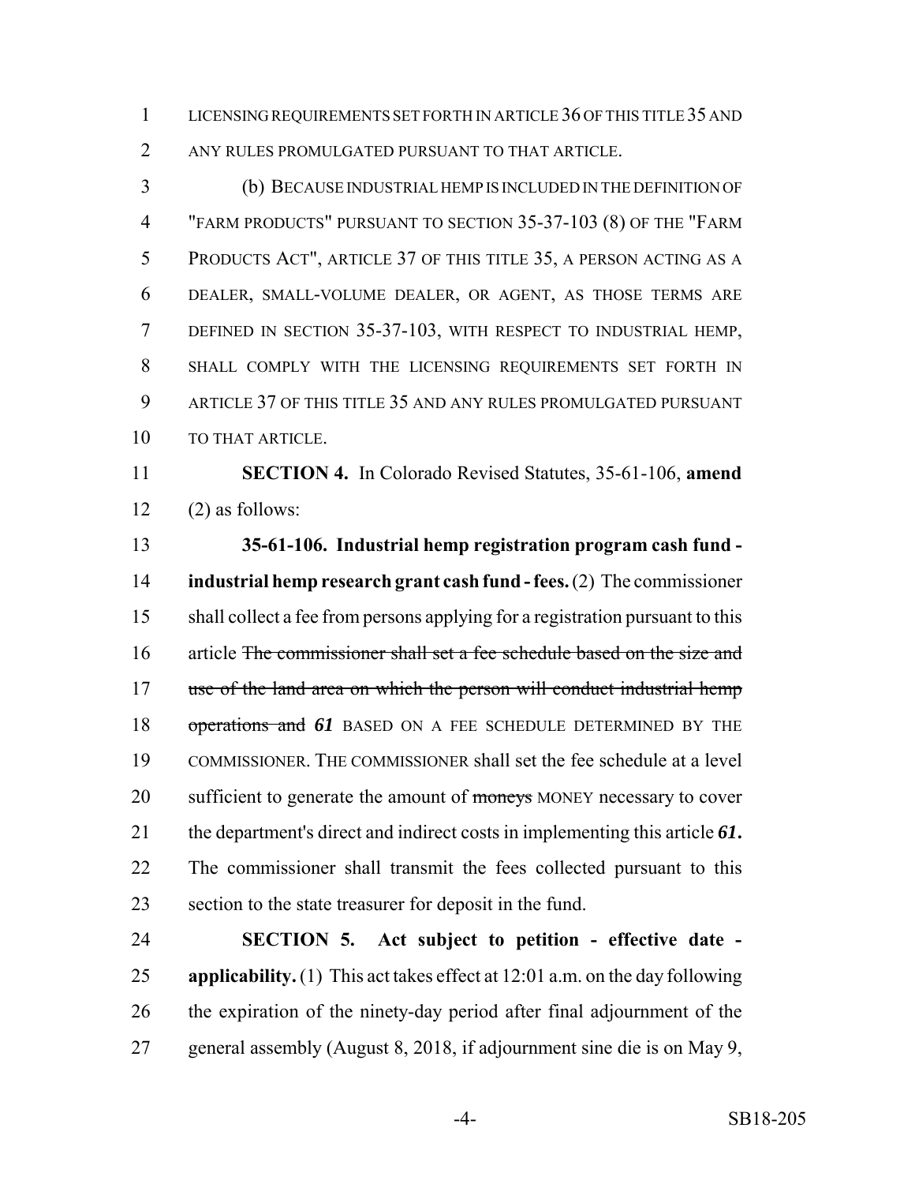LICENSING REQUIREMENTS SET FORTH IN ARTICLE 36 OF THIS TITLE 35 AND ANY RULES PROMULGATED PURSUANT TO THAT ARTICLE.

(b) BECAUSE INDUSTRIAL HEMP IS INCLUDED IN THE DEFINITION OF "FARM PRODUCTS" PURSUANT TO SECTION 35-37-103 (8) OF THE "FARM PRODUCTS ACT", ARTICLE 37 OF THIS TITLE 35, A PERSON ACTING AS A DEALER, SMALL-VOLUME DEALER, OR AGENT, AS THOSE TERMS ARE DEFINED IN SECTION 35-37-103, WITH RESPECT TO INDUSTRIAL HEMP, SHALL COMPLY WITH THE LICENSING REQUIREMENTS SET FORTH IN ARTICLE 37 OF THIS TITLE 35 AND ANY RULES PROMULGATED PURSUANT TO THAT ARTICLE.

**SECTION 4.** In Colorado Revised Statutes, 35-61-106, **amend** (2) as follows:

**35-61-106. Industrial hemp registration program cash fund - industrial hemp research grant cash fund - fees.** (2) The commissioner shall collect a fee from persons applying for a registration pursuant to this article ~~The commissioner shall set a fee schedule based on the size and use of the land area on which the person will conduct industrial hemp operations and~~ ***61*** BASED ON A FEE SCHEDULE DETERMINED BY THE COMMISSIONER. THE COMMISSIONER shall set the fee schedule at a level sufficient to generate the amount of ~~moneys~~ MONEY necessary to cover the department's direct and indirect costs in implementing this article ***61*.** The commissioner shall transmit the fees collected pursuant to this section to the state treasurer for deposit in the fund.

**SECTION 5. Act subject to petition - effective date - applicability.** (1) This act takes effect at 12:01 a.m. on the day following the expiration of the ninety-day period after final adjournment of the general assembly (August 8, 2018, if adjournment sine die is on May 9,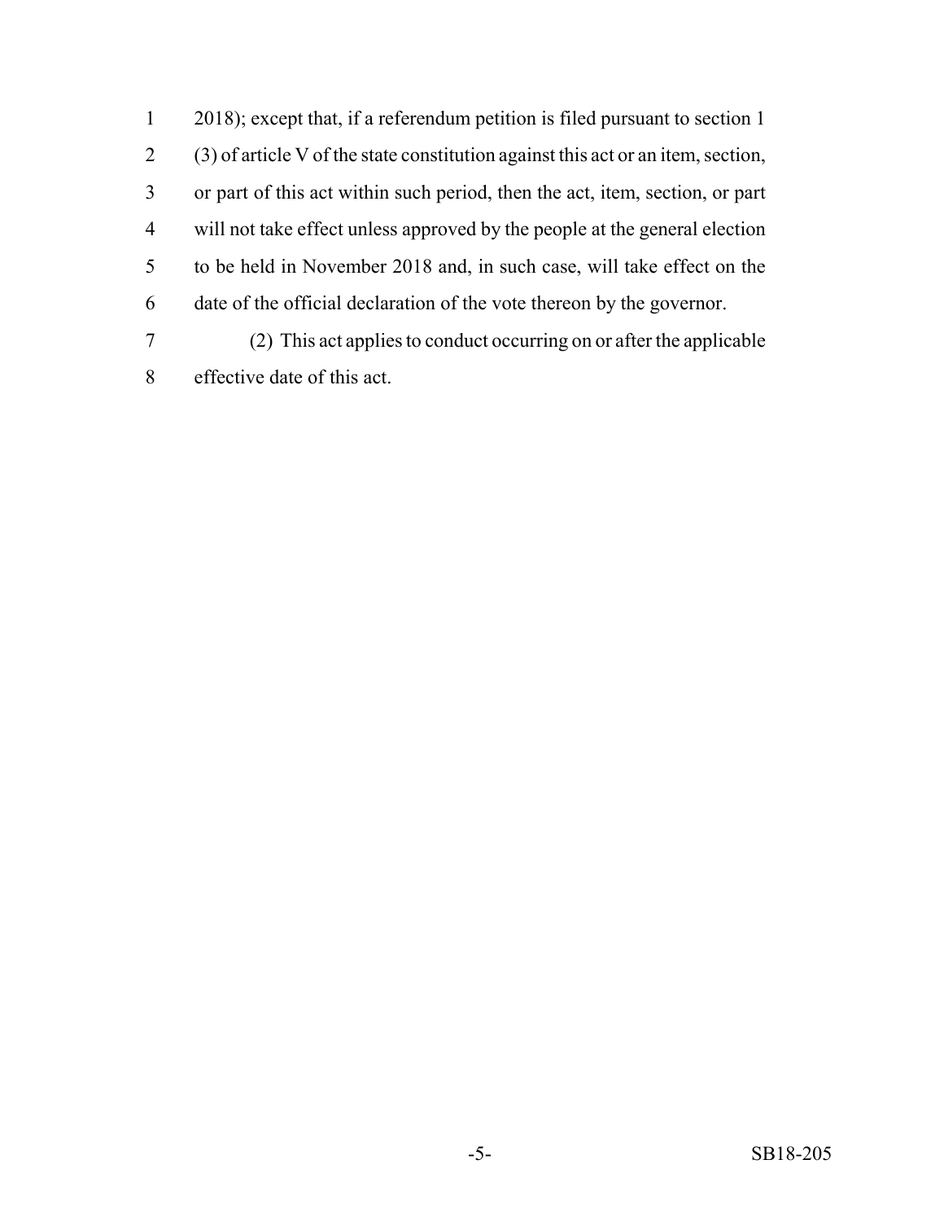2018); except that, if a referendum petition is filed pursuant to section 1 (3) of article V of the state constitution against this act or an item, section, or part of this act within such period, then the act, item, section, or part will not take effect unless approved by the people at the general election to be held in November 2018 and, in such case, will take effect on the date of the official declaration of the vote thereon by the governor.

(2) This act applies to conduct occurring on or after the applicable effective date of this act.